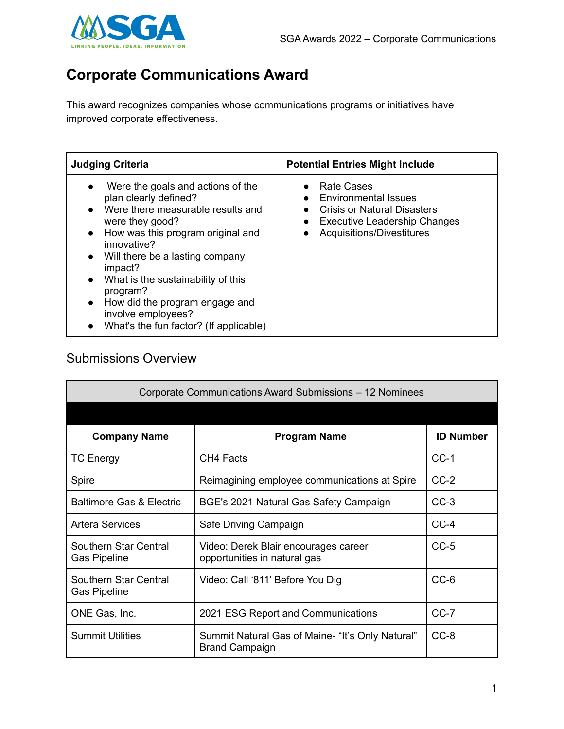# Corporate Communications Award

This award recognizes companies whose communications programs or initiatives have improved corporate effectiveness.

| Judging Criteria | Potential Entries Might Include |
|---|---|
| • Were the goals and actions of the plan clearly defined?<br>• Were there measurable results and were they good?<br>• How was this program original and innovative?<br>• Will there be a lasting company impact?<br>• What is the sustainability of this program?<br>• How did the program engage and involve employees?<br>• What's the fun factor? (If applicable) | • Rate Cases<br>• Environmental Issues<br>• Crisis or Natural Disasters<br>• Executive Leadership Changes<br>• Acquisitions/Divestitures |

## Submissions Overview

| Corporate Communications Award Submissions – 12 Nominees | | |
|---|---|---|
| **Company Name** | **Program Name** | **ID Number** |
| TC Energy | CH4 Facts | CC-1 |
| Spire | Reimagining employee communications at Spire | CC-2 |
| Baltimore Gas & Electric | BGE's 2021 Natural Gas Safety Campaign | CC-3 |
| Artera Services | Safe Driving Campaign | CC-4 |
| Southern Star Central Gas Pipeline | Video: Derek Blair encourages career opportunities in natural gas | CC-5 |
| Southern Star Central Gas Pipeline | Video: Call '811' Before You Dig | CC-6 |
| ONE Gas, Inc. | 2021 ESG Report and Communications | CC-7 |
| Summit Utilities | Summit Natural Gas of Maine- "It's Only Natural" Brand Campaign | CC-8 |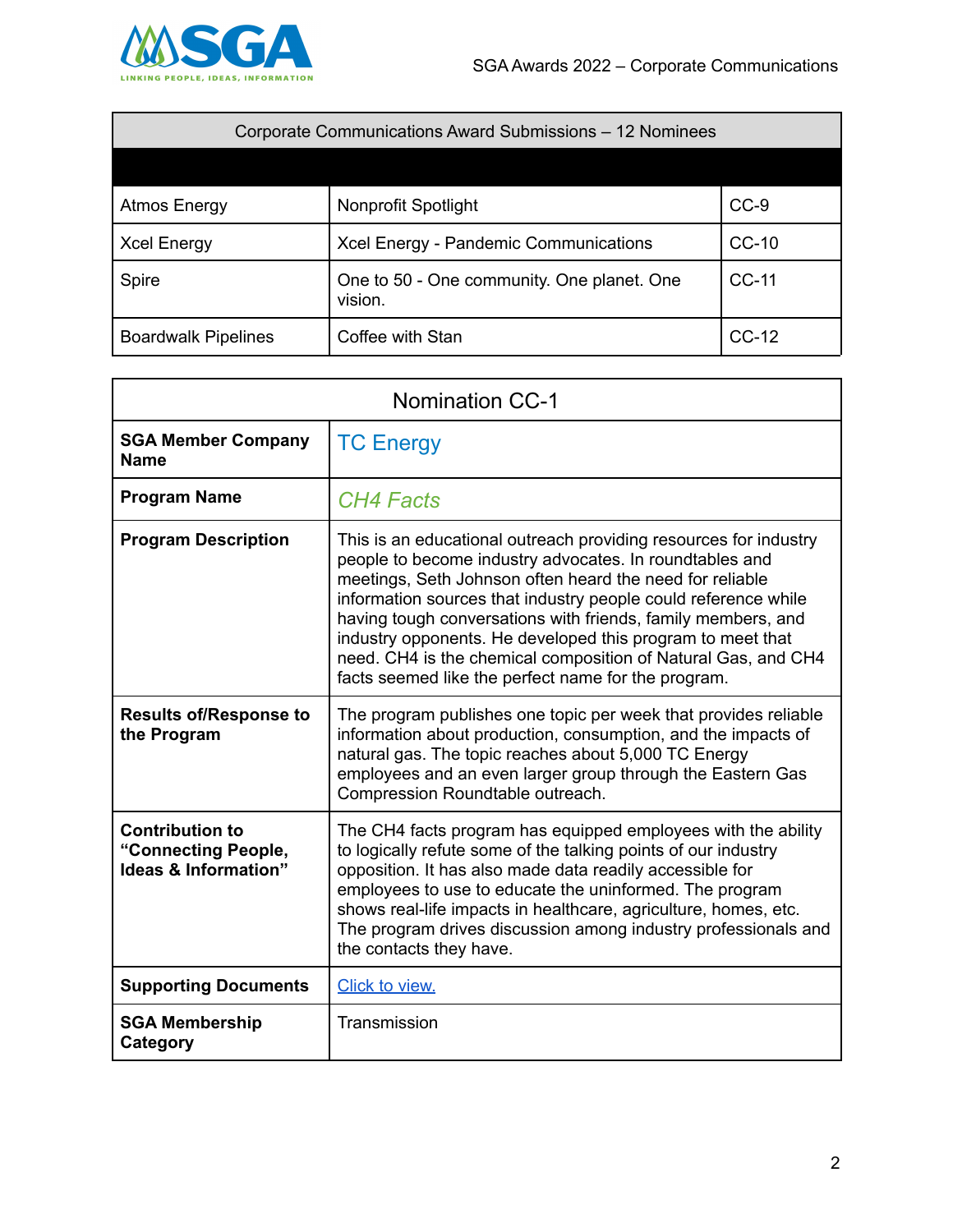| Corporate Communications Award Submissions – 12 Nominees | | |
|---|---|---|
| | | |
| Atmos Energy | Nonprofit Spotlight | CC-9 |
| Xcel Energy | Xcel Energy - Pandemic Communications | CC-10 |
| Spire | One to 50 - One community. One planet. One vision. | CC-11 |
| Boardwalk Pipelines | Coffee with Stan | CC-12 |

| Nomination CC-1 | |
|---|---|
| **SGA Member Company Name** | TC Energy |
| **Program Name** | *CH4 Facts* |
| **Program Description** | This is an educational outreach providing resources for industry people to become industry advocates. In roundtables and meetings, Seth Johnson often heard the need for reliable information sources that industry people could reference while having tough conversations with friends, family members, and industry opponents. He developed this program to meet that need. CH4 is the chemical composition of Natural Gas, and CH4 facts seemed like the perfect name for the program. |
| **Results of/Response to the Program** | The program publishes one topic per week that provides reliable information about production, consumption, and the impacts of natural gas. The topic reaches about 5,000 TC Energy employees and an even larger group through the Eastern Gas Compression Roundtable outreach. |
| **Contribution to "Connecting People, Ideas & Information"** | The CH4 facts program has equipped employees with the ability to logically refute some of the talking points of our industry opposition. It has also made data readily accessible for employees to use to educate the uninformed. The program shows real-life impacts in healthcare, agriculture, homes, etc. The program drives discussion among industry professionals and the contacts they have. |
| **Supporting Documents** | Click to view. |
| **SGA Membership Category** | Transmission |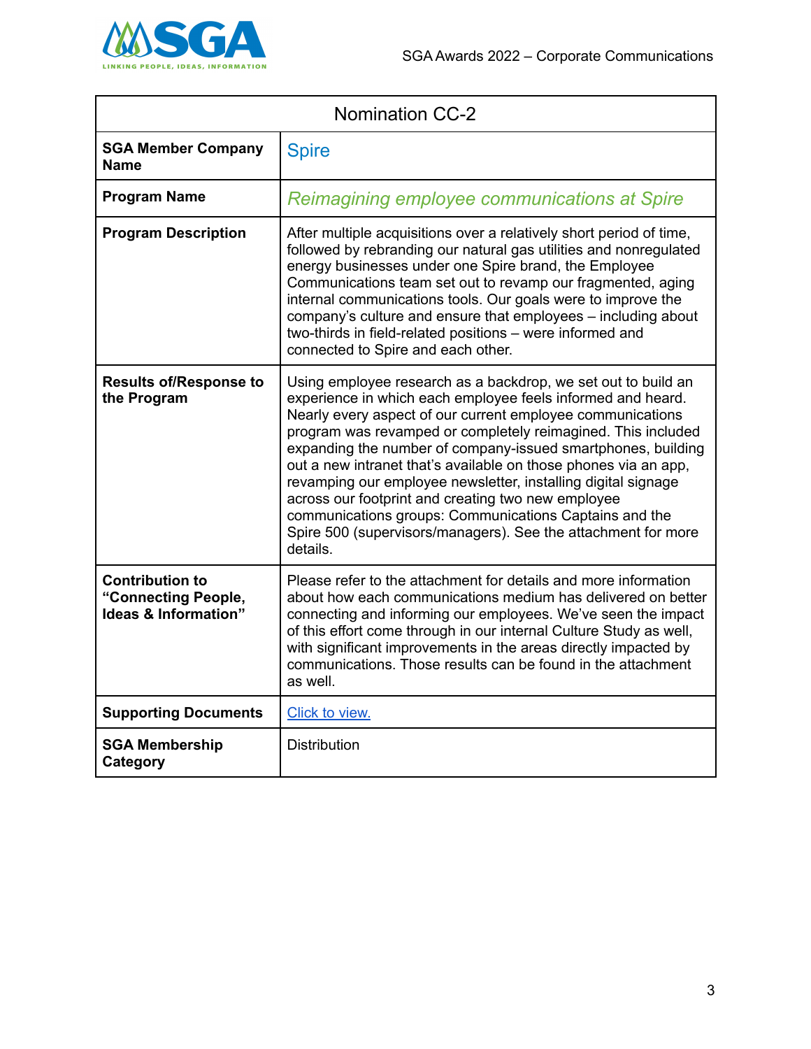| Nomination CC-2 | |
|---|---|
| **SGA Member Company Name** | Spire |
| **Program Name** | *Reimagining employee communications at Spire* |
| **Program Description** | After multiple acquisitions over a relatively short period of time, followed by rebranding our natural gas utilities and nonregulated energy businesses under one Spire brand, the Employee Communications team set out to revamp our fragmented, aging internal communications tools. Our goals were to improve the company's culture and ensure that employees – including about two-thirds in field-related positions – were informed and connected to Spire and each other. |
| **Results of/Response to the Program** | Using employee research as a backdrop, we set out to build an experience in which each employee feels informed and heard. Nearly every aspect of our current employee communications program was revamped or completely reimagined. This included expanding the number of company-issued smartphones, building out a new intranet that's available on those phones via an app, revamping our employee newsletter, installing digital signage across our footprint and creating two new employee communications groups: Communications Captains and the Spire 500 (supervisors/managers). See the attachment for more details. |
| **Contribution to "Connecting People, Ideas & Information"** | Please refer to the attachment for details and more information about how each communications medium has delivered on better connecting and informing our employees. We've seen the impact of this effort come through in our internal Culture Study as well, with significant improvements in the areas directly impacted by communications. Those results can be found in the attachment as well. |
| **Supporting Documents** | Click to view. |
| **SGA Membership Category** | Distribution |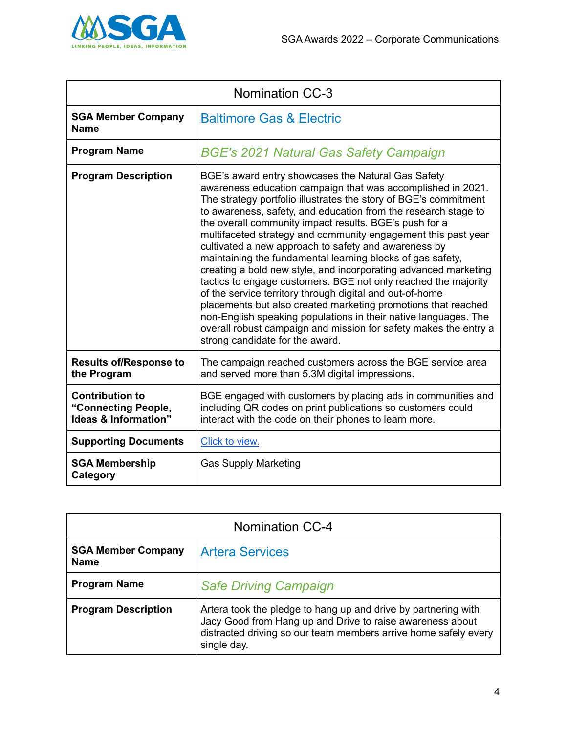| Nomination CC-3 | |
|---|---|
| **SGA Member Company Name** | Baltimore Gas & Electric |
| **Program Name** | *BGE's 2021 Natural Gas Safety Campaign* |
| **Program Description** | BGE's award entry showcases the Natural Gas Safety awareness education campaign that was accomplished in 2021. The strategy portfolio illustrates the story of BGE's commitment to awareness, safety, and education from the research stage to the overall community impact results. BGE's push for a multifaceted strategy and community engagement this past year cultivated a new approach to safety and awareness by maintaining the fundamental learning blocks of gas safety, creating a bold new style, and incorporating advanced marketing tactics to engage customers. BGE not only reached the majority of the service territory through digital and out-of-home placements but also created marketing promotions that reached non-English speaking populations in their native languages. The overall robust campaign and mission for safety makes the entry a strong candidate for the award. |
| **Results of/Response to the Program** | The campaign reached customers across the BGE service area and served more than 5.3M digital impressions. |
| **Contribution to "Connecting People, Ideas & Information"** | BGE engaged with customers by placing ads in communities and including QR codes on print publications so customers could interact with the code on their phones to learn more. |
| **Supporting Documents** | Click to view. |
| **SGA Membership Category** | Gas Supply Marketing |

| Nomination CC-4 | |
|---|---|
| **SGA Member Company Name** | Artera Services |
| **Program Name** | *Safe Driving Campaign* |
| **Program Description** | Artera took the pledge to hang up and drive by partnering with Jacy Good from Hang up and Drive to raise awareness about distracted driving so our team members arrive home safely every single day. |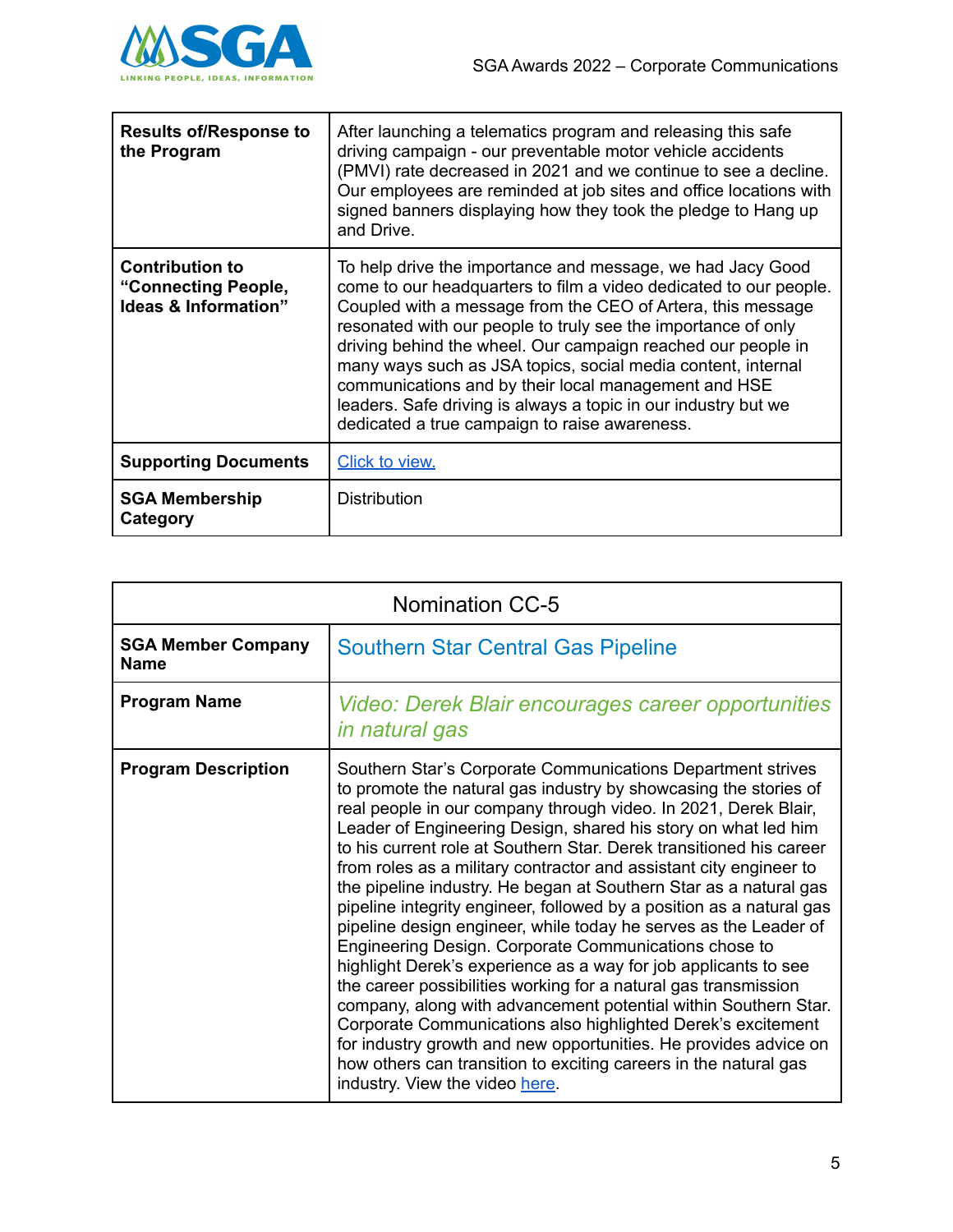| Results of/Response to the Program | After launching a telematics program and releasing this safe driving campaign - our preventable motor vehicle accidents (PMVI) rate decreased in 2021 and we continue to see a decline. Our employees are reminded at job sites and office locations with signed banners displaying how they took the pledge to Hang up and Drive. |
|---|---|
| **Contribution to "Connecting People, Ideas & Information"** | To help drive the importance and message, we had Jacy Good come to our headquarters to film a video dedicated to our people. Coupled with a message from the CEO of Artera, this message resonated with our people to truly see the importance of only driving behind the wheel. Our campaign reached our people in many ways such as JSA topics, social media content, internal communications and by their local management and HSE leaders. Safe driving is always a topic in our industry but we dedicated a true campaign to raise awareness. |
| **Supporting Documents** | Click to view. |
| **SGA Membership Category** | Distribution |

| Nomination CC-5 | |
|---|---|
| **SGA Member Company Name** | Southern Star Central Gas Pipeline |
| **Program Name** | *Video: Derek Blair encourages career opportunities in natural gas* |
| **Program Description** | Southern Star's Corporate Communications Department strives to promote the natural gas industry by showcasing the stories of real people in our company through video. In 2021, Derek Blair, Leader of Engineering Design, shared his story on what led him to his current role at Southern Star. Derek transitioned his career from roles as a military contractor and assistant city engineer to the pipeline industry. He began at Southern Star as a natural gas pipeline integrity engineer, followed by a position as a natural gas pipeline design engineer, while today he serves as the Leader of Engineering Design. Corporate Communications chose to highlight Derek's experience as a way for job applicants to see the career possibilities working for a natural gas transmission company, along with advancement potential within Southern Star. Corporate Communications also highlighted Derek's excitement for industry growth and new opportunities. He provides advice on how others can transition to exciting careers in the natural gas industry. View the video here. |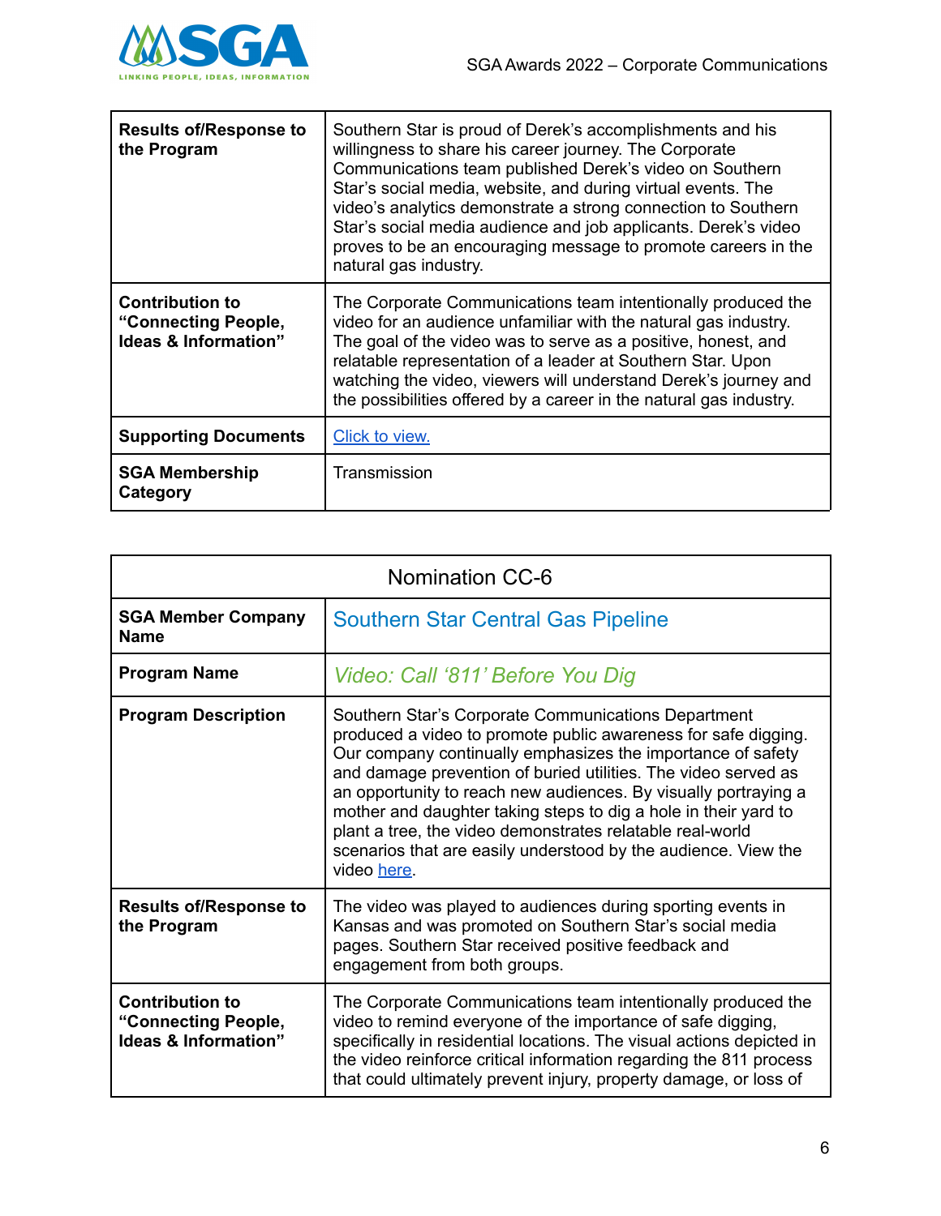| Results of/Response to the Program | Southern Star is proud of Derek's accomplishments and his willingness to share his career journey. The Corporate Communications team published Derek's video on Southern Star's social media, website, and during virtual events. The video's analytics demonstrate a strong connection to Southern Star's social media audience and job applicants. Derek's video proves to be an encouraging message to promote careers in the natural gas industry. |
|---|---|
| Contribution to "Connecting People, Ideas & Information" | The Corporate Communications team intentionally produced the video for an audience unfamiliar with the natural gas industry. The goal of the video was to serve as a positive, honest, and relatable representation of a leader at Southern Star. Upon watching the video, viewers will understand Derek's journey and the possibilities offered by a career in the natural gas industry. |
| Supporting Documents | Click to view. |
| SGA Membership Category | Transmission |

| Nomination CC-6 | |
|---|---|
| SGA Member Company Name | Southern Star Central Gas Pipeline |
| Program Name | *Video: Call '811' Before You Dig* |
| Program Description | Southern Star's Corporate Communications Department produced a video to promote public awareness for safe digging. Our company continually emphasizes the importance of safety and damage prevention of buried utilities. The video served as an opportunity to reach new audiences. By visually portraying a mother and daughter taking steps to dig a hole in their yard to plant a tree, the video demonstrates relatable real-world scenarios that are easily understood by the audience. View the video here. |
| Results of/Response to the Program | The video was played to audiences during sporting events in Kansas and was promoted on Southern Star's social media pages. Southern Star received positive feedback and engagement from both groups. |
| Contribution to "Connecting People, Ideas & Information" | The Corporate Communications team intentionally produced the video to remind everyone of the importance of safe digging, specifically in residential locations. The visual actions depicted in the video reinforce critical information regarding the 811 process that could ultimately prevent injury, property damage, or loss of |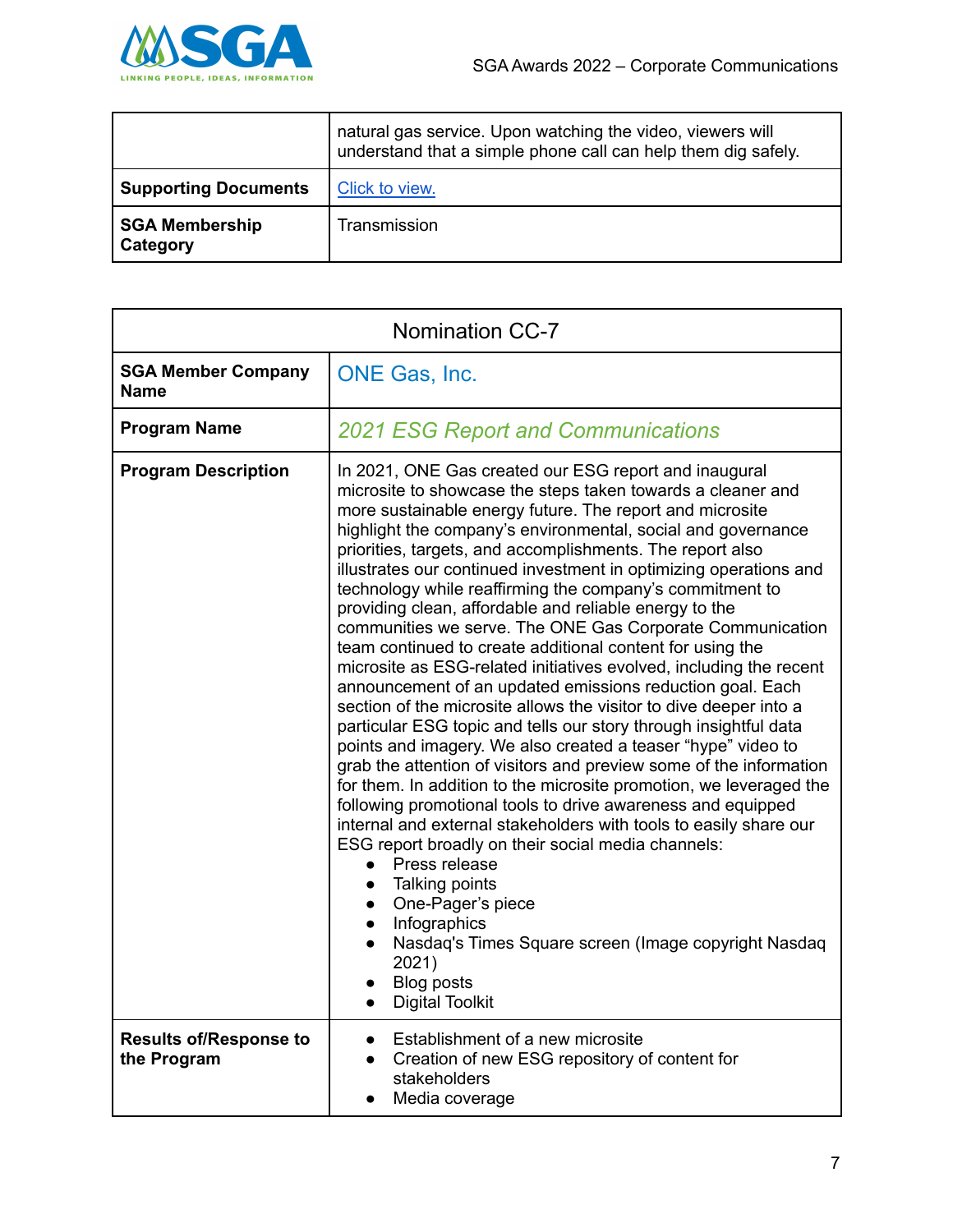| | |
|---|---|
| | natural gas service. Upon watching the video, viewers will understand that a simple phone call can help them dig safely. |
| **Supporting Documents** | Click to view. |
| **SGA Membership Category** | Transmission |

| Nomination CC-7 | |
|---|---|
| **SGA Member Company Name** | ONE Gas, Inc. |
| **Program Name** | *2021 ESG Report and Communications* |
| **Program Description** | In 2021, ONE Gas created our ESG report and inaugural microsite to showcase the steps taken towards a cleaner and more sustainable energy future. The report and microsite highlight the company's environmental, social and governance priorities, targets, and accomplishments. The report also illustrates our continued investment in optimizing operations and technology while reaffirming the company's commitment to providing clean, affordable and reliable energy to the communities we serve. The ONE Gas Corporate Communication team continued to create additional content for using the microsite as ESG-related initiatives evolved, including the recent announcement of an updated emissions reduction goal. Each section of the microsite allows the visitor to dive deeper into a particular ESG topic and tells our story through insightful data points and imagery. We also created a teaser "hype" video to grab the attention of visitors and preview some of the information for them. In addition to the microsite promotion, we leveraged the following promotional tools to drive awareness and equipped internal and external stakeholders with tools to easily share our ESG report broadly on their social media channels:<br>• Press release<br>• Talking points<br>• One-Pager's piece<br>• Infographics<br>• Nasdaq's Times Square screen (Image copyright Nasdaq 2021)<br>• Blog posts<br>• Digital Toolkit |
| **Results of/Response to the Program** | • Establishment of a new microsite<br>• Creation of new ESG repository of content for stakeholders<br>• Media coverage |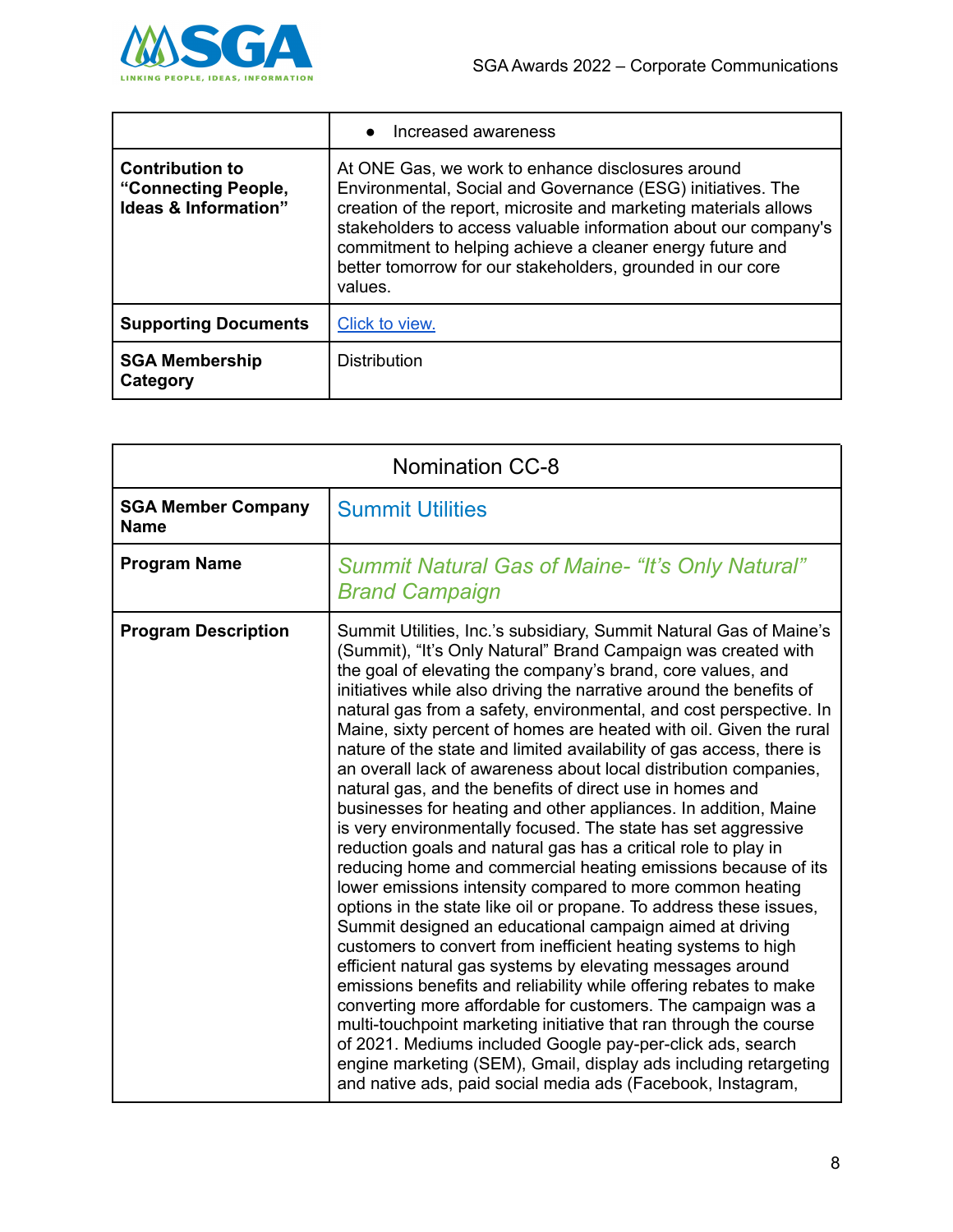| | |
|---|---|
| | • Increased awareness |
| **Contribution to "Connecting People, Ideas & Information"** | At ONE Gas, we work to enhance disclosures around Environmental, Social and Governance (ESG) initiatives. The creation of the report, microsite and marketing materials allows stakeholders to access valuable information about our company's commitment to helping achieve a cleaner energy future and better tomorrow for our stakeholders, grounded in our core values. |
| **Supporting Documents** | Click to view. |
| **SGA Membership Category** | Distribution |

| Nomination CC-8 | |
|---|---|
| **SGA Member Company Name** | Summit Utilities |
| **Program Name** | *Summit Natural Gas of Maine- "It's Only Natural" Brand Campaign* |
| **Program Description** | Summit Utilities, Inc.'s subsidiary, Summit Natural Gas of Maine's (Summit), "It's Only Natural" Brand Campaign was created with the goal of elevating the company's brand, core values, and initiatives while also driving the narrative around the benefits of natural gas from a safety, environmental, and cost perspective. In Maine, sixty percent of homes are heated with oil. Given the rural nature of the state and limited availability of gas access, there is an overall lack of awareness about local distribution companies, natural gas, and the benefits of direct use in homes and businesses for heating and other appliances. In addition, Maine is very environmentally focused. The state has set aggressive reduction goals and natural gas has a critical role to play in reducing home and commercial heating emissions because of its lower emissions intensity compared to more common heating options in the state like oil or propane. To address these issues, Summit designed an educational campaign aimed at driving customers to convert from inefficient heating systems to high efficient natural gas systems by elevating messages around emissions benefits and reliability while offering rebates to make converting more affordable for customers. The campaign was a multi-touchpoint marketing initiative that ran through the course of 2021. Mediums included Google pay-per-click ads, search engine marketing (SEM), Gmail, display ads including retargeting and native ads, paid social media ads (Facebook, Instagram, |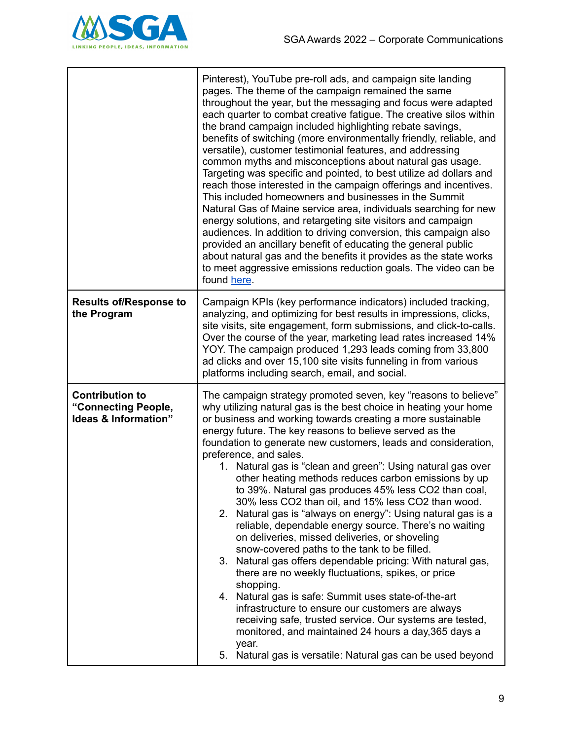| | |
|---|---|
| | Pinterest), YouTube pre-roll ads, and campaign site landing pages. The theme of the campaign remained the same throughout the year, but the messaging and focus were adapted each quarter to combat creative fatigue. The creative silos within the brand campaign included highlighting rebate savings, benefits of switching (more environmentally friendly, reliable, and versatile), customer testimonial features, and addressing common myths and misconceptions about natural gas usage. Targeting was specific and pointed, to best utilize ad dollars and reach those interested in the campaign offerings and incentives. This included homeowners and businesses in the Summit Natural Gas of Maine service area, individuals searching for new energy solutions, and retargeting site visitors and campaign audiences. In addition to driving conversion, this campaign also provided an ancillary benefit of educating the general public about natural gas and the benefits it provides as the state works to meet aggressive emissions reduction goals. The video can be found here. |
| **Results of/Response to the Program** | Campaign KPIs (key performance indicators) included tracking, analyzing, and optimizing for best results in impressions, clicks, site visits, site engagement, form submissions, and click-to-calls. Over the course of the year, marketing lead rates increased 14% YOY. The campaign produced 1,293 leads coming from 33,800 ad clicks and over 15,100 site visits funneling in from various platforms including search, email, and social. |
| **Contribution to "Connecting People, Ideas & Information"** | The campaign strategy promoted seven, key "reasons to believe" why utilizing natural gas is the best choice in heating your home or business and working towards creating a more sustainable energy future. The key reasons to believe served as the foundation to generate new customers, leads and consideration, preference, and sales.<br>1. Natural gas is "clean and green": Using natural gas over other heating methods reduces carbon emissions by up to 39%. Natural gas produces 45% less CO2 than coal, 30% less CO2 than oil, and 15% less CO2 than wood.<br>2. Natural gas is "always on energy": Using natural gas is a reliable, dependable energy source. There's no waiting on deliveries, missed deliveries, or shoveling snow-covered paths to the tank to be filled.<br>3. Natural gas offers dependable pricing: With natural gas, there are no weekly fluctuations, spikes, or price shopping.<br>4. Natural gas is safe: Summit uses state-of-the-art infrastructure to ensure our customers are always receiving safe, trusted service. Our systems are tested, monitored, and maintained 24 hours a day,365 days a year.<br>5. Natural gas is versatile: Natural gas can be used beyond |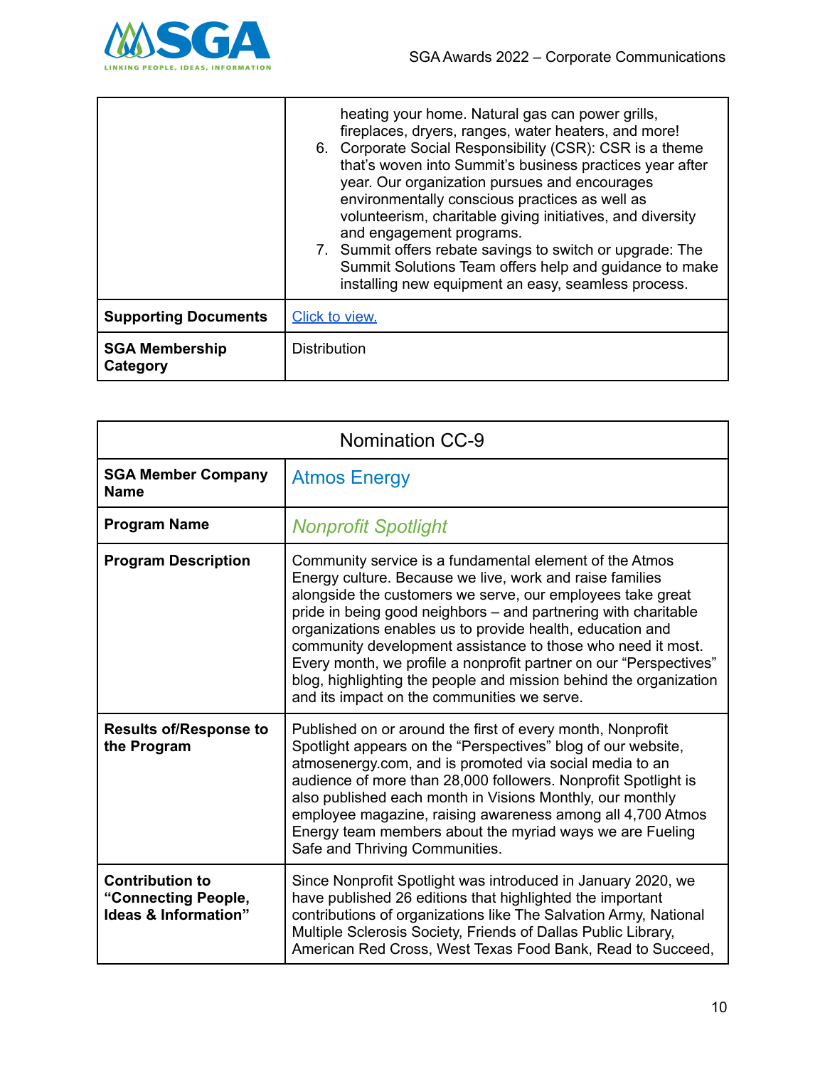| | |
|---|---|
| | heating your home. Natural gas can power grills, fireplaces, dryers, ranges, water heaters, and more!<br>6. Corporate Social Responsibility (CSR): CSR is a theme that's woven into Summit's business practices year after year. Our organization pursues and encourages environmentally conscious practices as well as volunteerism, charitable giving initiatives, and diversity and engagement programs.<br>7. Summit offers rebate savings to switch or upgrade: The Summit Solutions Team offers help and guidance to make installing new equipment an easy, seamless process. |
| **Supporting Documents** | Click to view. |
| **SGA Membership Category** | Distribution |

| Nomination CC-9 | |
|---|---|
| **SGA Member Company Name** | Atmos Energy |
| **Program Name** | *Nonprofit Spotlight* |
| **Program Description** | Community service is a fundamental element of the Atmos Energy culture. Because we live, work and raise families alongside the customers we serve, our employees take great pride in being good neighbors – and partnering with charitable organizations enables us to provide health, education and community development assistance to those who need it most. Every month, we profile a nonprofit partner on our "Perspectives" blog, highlighting the people and mission behind the organization and its impact on the communities we serve. |
| **Results of/Response to the Program** | Published on or around the first of every month, Nonprofit Spotlight appears on the "Perspectives" blog of our website, atmosenergy.com, and is promoted via social media to an audience of more than 28,000 followers. Nonprofit Spotlight is also published each month in Visions Monthly, our monthly employee magazine, raising awareness among all 4,700 Atmos Energy team members about the myriad ways we are Fueling Safe and Thriving Communities. |
| **Contribution to "Connecting People, Ideas & Information"** | Since Nonprofit Spotlight was introduced in January 2020, we have published 26 editions that highlighted the important contributions of organizations like The Salvation Army, National Multiple Sclerosis Society, Friends of Dallas Public Library, American Red Cross, West Texas Food Bank, Read to Succeed, |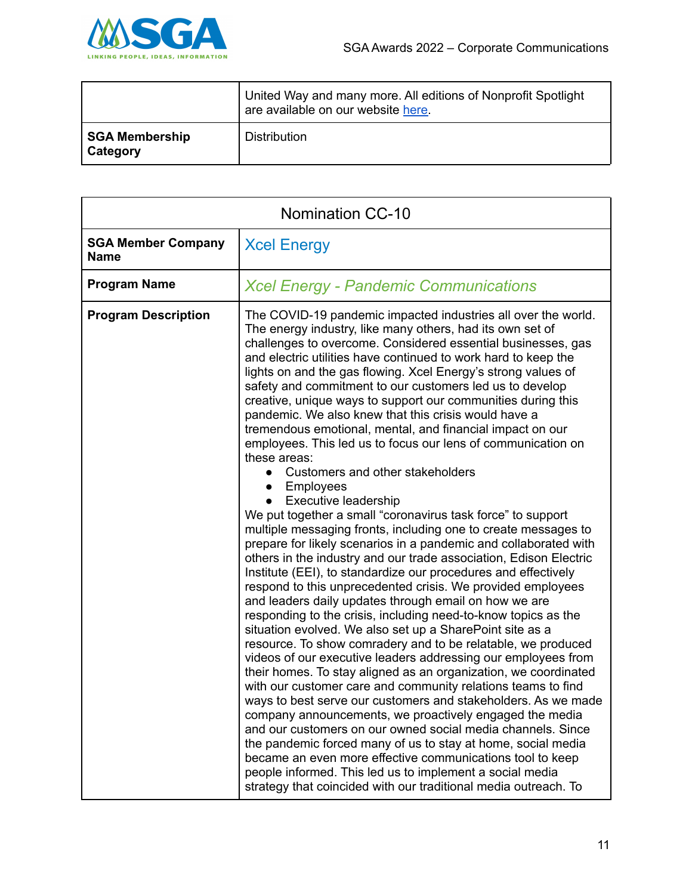| | |
|---|---|
| | United Way and many more. All editions of Nonprofit Spotlight are available on our website here. |
| **SGA Membership Category** | Distribution |

| Nomination CC-10 | |
|---|---|
| **SGA Member Company Name** | Xcel Energy |
| **Program Name** | *Xcel Energy - Pandemic Communications* |
| **Program Description** | The COVID-19 pandemic impacted industries all over the world. The energy industry, like many others, had its own set of challenges to overcome. Considered essential businesses, gas and electric utilities have continued to work hard to keep the lights on and the gas flowing. Xcel Energy's strong values of safety and commitment to our customers led us to develop creative, unique ways to support our communities during this pandemic. We also knew that this crisis would have a tremendous emotional, mental, and financial impact on our employees. This led us to focus our lens of communication on these areas: <br>● Customers and other stakeholders <br>● Employees <br>● Executive leadership <br>We put together a small "coronavirus task force" to support multiple messaging fronts, including one to create messages to prepare for likely scenarios in a pandemic and collaborated with others in the industry and our trade association, Edison Electric Institute (EEI), to standardize our procedures and effectively respond to this unprecedented crisis. We provided employees and leaders daily updates through email on how we are responding to the crisis, including need-to-know topics as the situation evolved. We also set up a SharePoint site as a resource. To show comradery and to be relatable, we produced videos of our executive leaders addressing our employees from their homes. To stay aligned as an organization, we coordinated with our customer care and community relations teams to find ways to best serve our customers and stakeholders. As we made company announcements, we proactively engaged the media and our customers on our owned social media channels. Since the pandemic forced many of us to stay at home, social media became an even more effective communications tool to keep people informed. This led us to implement a social media strategy that coincided with our traditional media outreach. To |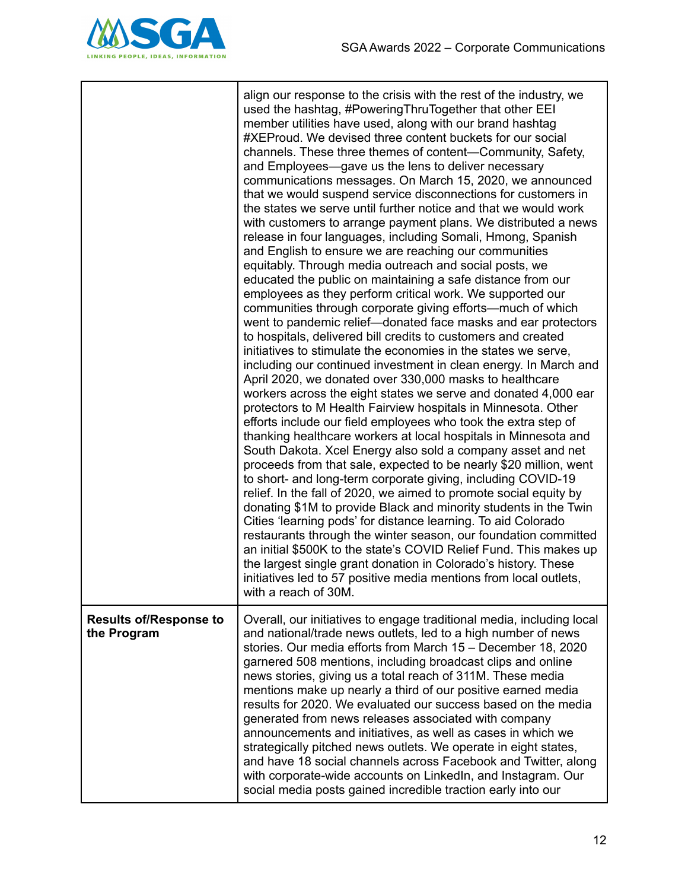| | |
|---|---|
| | align our response to the crisis with the rest of the industry, we used the hashtag, #PoweringThruTogether that other EEI member utilities have used, along with our brand hashtag #XEProud. We devised three content buckets for our social channels. These three themes of content—Community, Safety, and Employees—gave us the lens to deliver necessary communications messages. On March 15, 2020, we announced that we would suspend service disconnections for customers in the states we serve until further notice and that we would work with customers to arrange payment plans. We distributed a news release in four languages, including Somali, Hmong, Spanish and English to ensure we are reaching our communities equitably. Through media outreach and social posts, we educated the public on maintaining a safe distance from our employees as they perform critical work. We supported our communities through corporate giving efforts—much of which went to pandemic relief—donated face masks and ear protectors to hospitals, delivered bill credits to customers and created initiatives to stimulate the economies in the states we serve, including our continued investment in clean energy. In March and April 2020, we donated over 330,000 masks to healthcare workers across the eight states we serve and donated 4,000 ear protectors to M Health Fairview hospitals in Minnesota. Other efforts include our field employees who took the extra step of thanking healthcare workers at local hospitals in Minnesota and South Dakota. Xcel Energy also sold a company asset and net proceeds from that sale, expected to be nearly $20 million, went to short- and long-term corporate giving, including COVID-19 relief. In the fall of 2020, we aimed to promote social equity by donating $1M to provide Black and minority students in the Twin Cities 'learning pods' for distance learning. To aid Colorado restaurants through the winter season, our foundation committed an initial $500K to the state's COVID Relief Fund. This makes up the largest single grant donation in Colorado's history. These initiatives led to 57 positive media mentions from local outlets, with a reach of 30M. |
| **Results of/Response to the Program** | Overall, our initiatives to engage traditional media, including local and national/trade news outlets, led to a high number of news stories. Our media efforts from March 15 – December 18, 2020 garnered 508 mentions, including broadcast clips and online news stories, giving us a total reach of 311M. These media mentions make up nearly a third of our positive earned media results for 2020. We evaluated our success based on the media generated from news releases associated with company announcements and initiatives, as well as cases in which we strategically pitched news outlets. We operate in eight states, and have 18 social channels across Facebook and Twitter, along with corporate-wide accounts on LinkedIn, and Instagram. Our social media posts gained incredible traction early into our |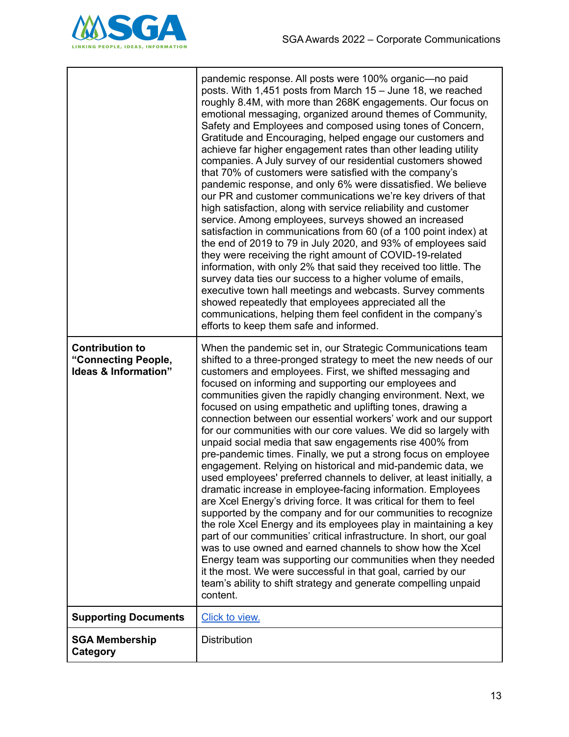| | |
|---|---|
| | pandemic response. All posts were 100% organic—no paid posts. With 1,451 posts from March 15 – June 18, we reached roughly 8.4M, with more than 268K engagements. Our focus on emotional messaging, organized around themes of Community, Safety and Employees and composed using tones of Concern, Gratitude and Encouraging, helped engage our customers and achieve far higher engagement rates than other leading utility companies. A July survey of our residential customers showed that 70% of customers were satisfied with the company's pandemic response, and only 6% were dissatisfied. We believe our PR and customer communications we're key drivers of that high satisfaction, along with service reliability and customer service. Among employees, surveys showed an increased satisfaction in communications from 60 (of a 100 point index) at the end of 2019 to 79 in July 2020, and 93% of employees said they were receiving the right amount of COVID-19-related information, with only 2% that said they received too little. The survey data ties our success to a higher volume of emails, executive town hall meetings and webcasts. Survey comments showed repeatedly that employees appreciated all the communications, helping them feel confident in the company's efforts to keep them safe and informed. |
| **Contribution to "Connecting People, Ideas & Information"** | When the pandemic set in, our Strategic Communications team shifted to a three-pronged strategy to meet the new needs of our customers and employees. First, we shifted messaging and focused on informing and supporting our employees and communities given the rapidly changing environment. Next, we focused on using empathetic and uplifting tones, drawing a connection between our essential workers' work and our support for our communities with our core values. We did so largely with unpaid social media that saw engagements rise 400% from pre-pandemic times. Finally, we put a strong focus on employee engagement. Relying on historical and mid-pandemic data, we used employees' preferred channels to deliver, at least initially, a dramatic increase in employee-facing information. Employees are Xcel Energy's driving force. It was critical for them to feel supported by the company and for our communities to recognize the role Xcel Energy and its employees play in maintaining a key part of our communities' critical infrastructure. In short, our goal was to use owned and earned channels to show how the Xcel Energy team was supporting our communities when they needed it the most. We were successful in that goal, carried by our team's ability to shift strategy and generate compelling unpaid content. |
| **Supporting Documents** | Click to view. |
| **SGA Membership Category** | Distribution |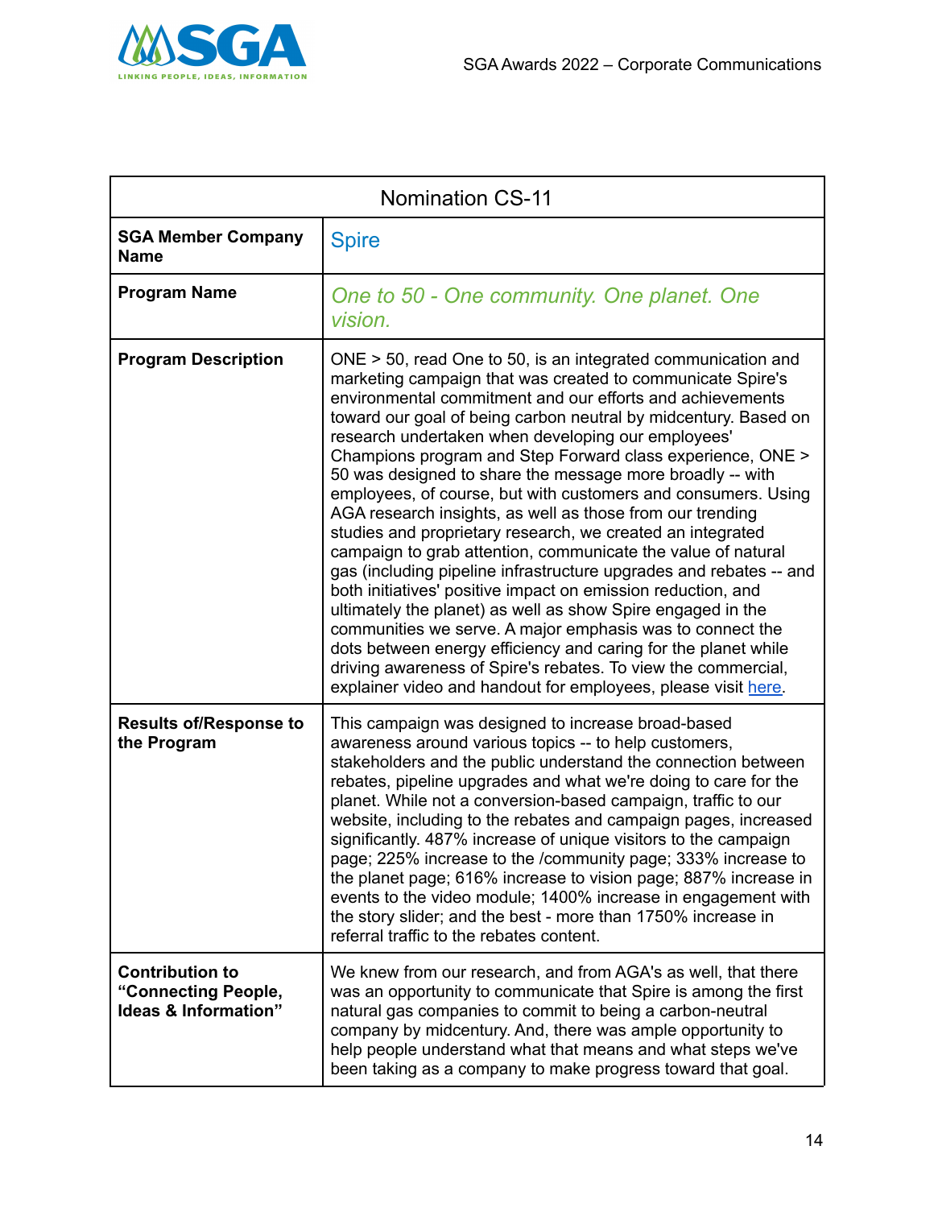| Nomination CS-11 | |
|---|---|
| **SGA Member Company Name** | Spire |
| **Program Name** | *One to 50 - One community. One planet. One vision.* |
| **Program Description** | ONE > 50, read One to 50, is an integrated communication and marketing campaign that was created to communicate Spire's environmental commitment and our efforts and achievements toward our goal of being carbon neutral by midcentury. Based on research undertaken when developing our employees' Champions program and Step Forward class experience, ONE > 50 was designed to share the message more broadly -- with employees, of course, but with customers and consumers. Using AGA research insights, as well as those from our trending studies and proprietary research, we created an integrated campaign to grab attention, communicate the value of natural gas (including pipeline infrastructure upgrades and rebates -- and both initiatives' positive impact on emission reduction, and ultimately the planet) as well as show Spire engaged in the communities we serve. A major emphasis was to connect the dots between energy efficiency and caring for the planet while driving awareness of Spire's rebates. To view the commercial, explainer video and handout for employees, please visit here. |
| **Results of/Response to the Program** | This campaign was designed to increase broad-based awareness around various topics -- to help customers, stakeholders and the public understand the connection between rebates, pipeline upgrades and what we're doing to care for the planet. While not a conversion-based campaign, traffic to our website, including to the rebates and campaign pages, increased significantly. 487% increase of unique visitors to the campaign page; 225% increase to the /community page; 333% increase to the planet page; 616% increase to vision page; 887% increase in events to the video module; 1400% increase in engagement with the story slider; and the best - more than 1750% increase in referral traffic to the rebates content. |
| **Contribution to "Connecting People, Ideas & Information"** | We knew from our research, and from AGA's as well, that there was an opportunity to communicate that Spire is among the first natural gas companies to commit to being a carbon-neutral company by midcentury. And, there was ample opportunity to help people understand what that means and what steps we've been taking as a company to make progress toward that goal. |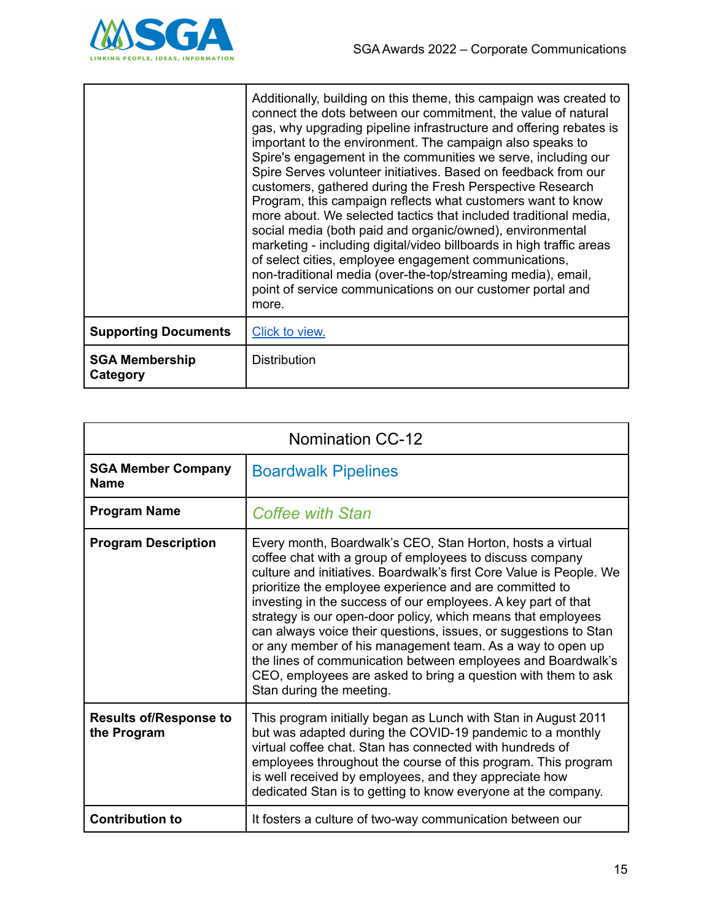| | |
|---|---|
| | Additionally, building on this theme, this campaign was created to connect the dots between our commitment, the value of natural gas, why upgrading pipeline infrastructure and offering rebates is important to the environment. The campaign also speaks to Spire's engagement in the communities we serve, including our Spire Serves volunteer initiatives. Based on feedback from our customers, gathered during the Fresh Perspective Research Program, this campaign reflects what customers want to know more about. We selected tactics that included traditional media, social media (both paid and organic/owned), environmental marketing - including digital/video billboards in high traffic areas of select cities, employee engagement communications, non-traditional media (over-the-top/streaming media), email, point of service communications on our customer portal and more. |
| **Supporting Documents** | Click to view. |
| **SGA Membership Category** | Distribution |

| Nomination CC-12 | |
|---|---|
| **SGA Member Company Name** | Boardwalk Pipelines |
| **Program Name** | *Coffee with Stan* |
| **Program Description** | Every month, Boardwalk's CEO, Stan Horton, hosts a virtual coffee chat with a group of employees to discuss company culture and initiatives. Boardwalk's first Core Value is People. We prioritize the employee experience and are committed to investing in the success of our employees. A key part of that strategy is our open-door policy, which means that employees can always voice their questions, issues, or suggestions to Stan or any member of his management team. As a way to open up the lines of communication between employees and Boardwalk's CEO, employees are asked to bring a question with them to ask Stan during the meeting. |
| **Results of/Response to the Program** | This program initially began as Lunch with Stan in August 2011 but was adapted during the COVID-19 pandemic to a monthly virtual coffee chat. Stan has connected with hundreds of employees throughout the course of this program. This program is well received by employees, and they appreciate how dedicated Stan is to getting to know everyone at the company. |
| **Contribution to** | It fosters a culture of two-way communication between our |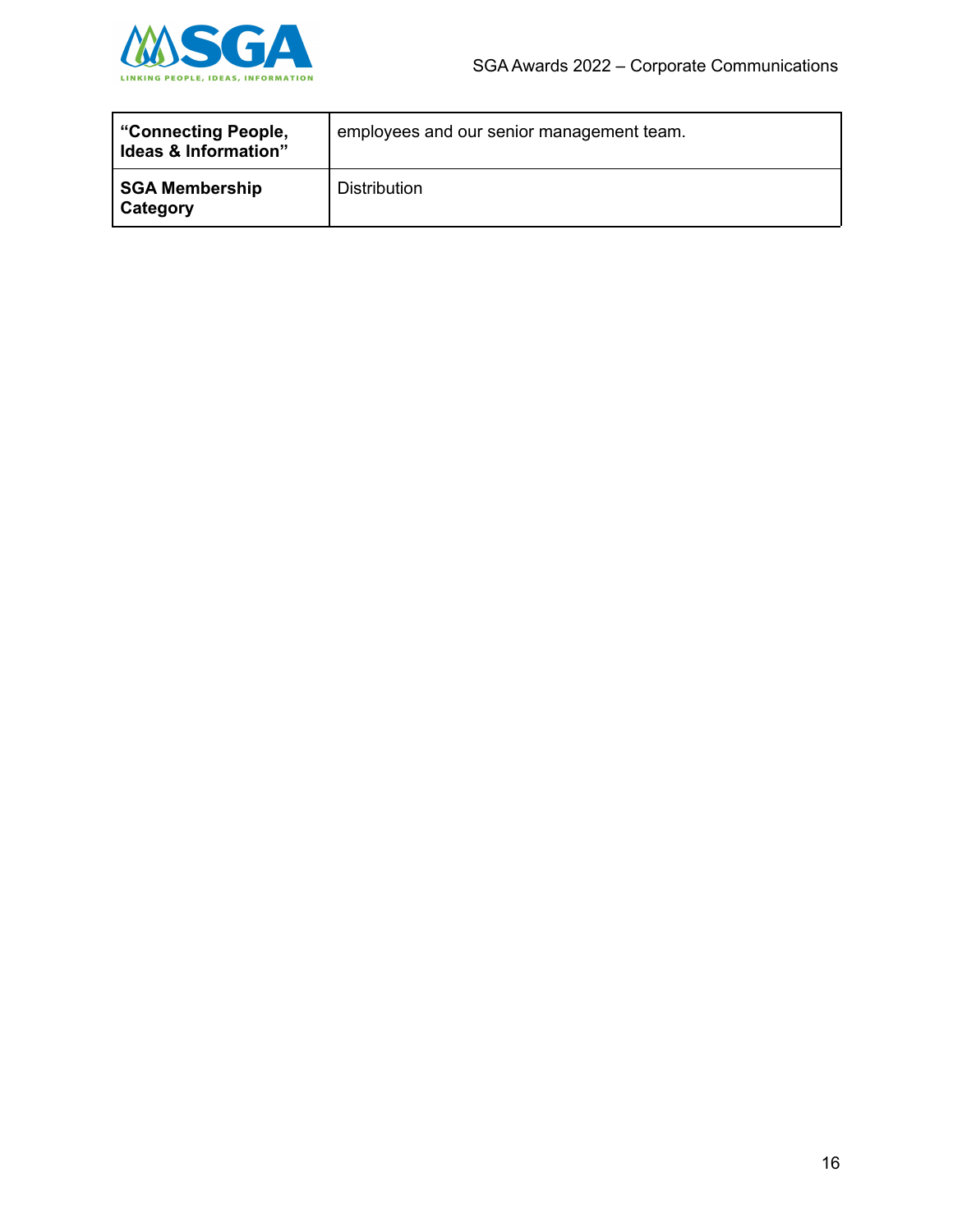| | |
|---|---|
| **"Connecting People, Ideas & Information"** | employees and our senior management team. |
| **SGA Membership Category** | Distribution |